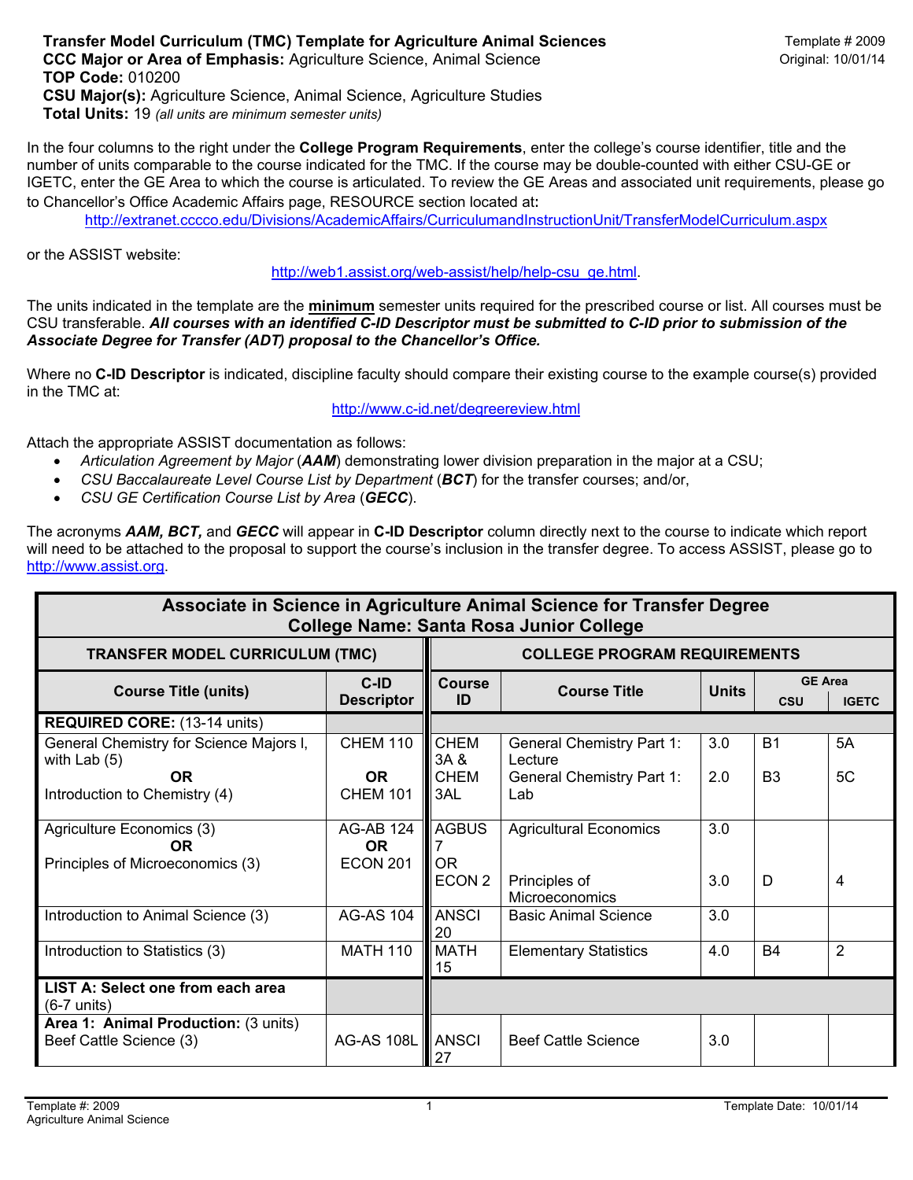**Transfer Model Curriculum (TMC) Template for Agriculture Animal Sciences**
**CCC Major or Area of Emphasis:** Agriculture Science, Animal Science
**TOP Code:** 010200
**CSU Major(s):** Agriculture Science, Animal Science, Agriculture Studies
**Total Units:** 19 *(all units are minimum semester units)*

Template # 2009
Original: 10/01/14

In the four columns to the right under the **College Program Requirements**, enter the college's course identifier, title and the number of units comparable to the course indicated for the TMC. If the course may be double-counted with either CSU-GE or IGETC, enter the GE Area to which the course is articulated. To review the GE Areas and associated unit requirements, please go to Chancellor's Office Academic Affairs page, RESOURCE section located at:

http://extranet.cccco.edu/Divisions/AcademicAffairs/CurriculumandInstructionUnit/TransferModelCurriculum.aspx

or the ASSIST website:

http://web1.assist.org/web-assist/help/help-csu_ge.html.

The units indicated in the template are the **minimum** semester units required for the prescribed course or list. All courses must be CSU transferable. ***All courses with an identified C-ID Descriptor must be submitted to C-ID prior to submission of the Associate Degree for Transfer (ADT) proposal to the Chancellor's Office.***

Where no **C-ID Descriptor** is indicated, discipline faculty should compare their existing course to the example course(s) provided in the TMC at:

http://www.c-id.net/degreereview.html

Attach the appropriate ASSIST documentation as follows:

- *Articulation Agreement by Major* (***AAM***) demonstrating lower division preparation in the major at a CSU;
- *CSU Baccalaureate Level Course List by Department* (***BCT***) for the transfer courses; and/or,
- *CSU GE Certification Course List by Area* (***GECC***).

The acronyms ***AAM, BCT,*** and ***GECC*** will appear in **C-ID Descriptor** column directly next to the course to indicate which report will need to be attached to the proposal to support the course's inclusion in the transfer degree. To access ASSIST, please go to http://www.assist.org.

| **Associate in Science in Agriculture Animal Science for Transfer Degree College Name: Santa Rosa Junior College** | | | | | | |
|---|---|---|---|---|---|---|
| **TRANSFER MODEL CURRICULUM (TMC)** | | **COLLEGE PROGRAM REQUIREMENTS** | | | | |
| **Course Title (units)** | **C-ID Descriptor** | **Course ID** | **Course Title** | **Units** | **GE Area CSU** | **GE Area IGETC** |
| **REQUIRED CORE:** (13-14 units) | | | | | | |
| General Chemistry for Science Majors I, with Lab (5) **OR** Introduction to Chemistry (4) | CHEM 110 **OR** CHEM 101 | CHEM 3A & CHEM 3AL | General Chemistry Part 1: Lecture; General Chemistry Part 1: Lab | 3.0; 2.0 | B1; B3 | 5A; 5C |
| Agriculture Economics (3) **OR** Principles of Microeconomics (3) | AG-AB 124 **OR** ECON 201 | AGBUS 7 OR ECON 2 | Agricultural Economics; Principles of Microeconomics | 3.0; 3.0 | D | 4 |
| Introduction to Animal Science (3) | AG-AS 104 | ANSCI 20 | Basic Animal Science | 3.0 | | |
| Introduction to Statistics (3) | MATH 110 | MATH 15 | Elementary Statistics | 4.0 | B4 | 2 |
| **LIST A: Select one from each area** (6-7 units) | | | | | | |
| **Area 1: Animal Production:** (3 units) Beef Cattle Science (3) | AG-AS 108L | ANSCI 27 | Beef Cattle Science | 3.0 | | |

Template #: 2009
Agriculture Animal Science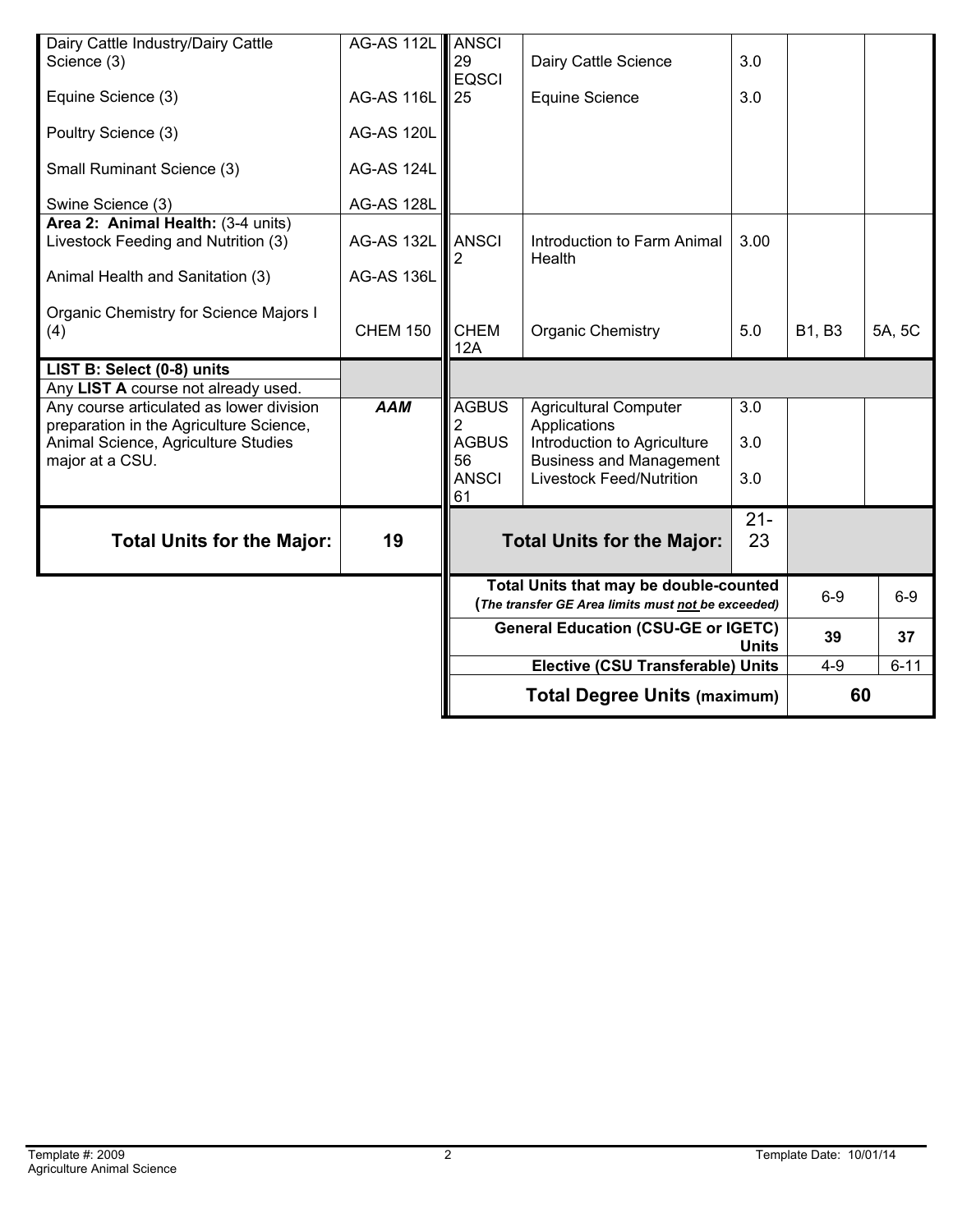| | | | | | | |
|---|---|---|---|---|---|---|
| Dairy Cattle Industry/Dairy Cattle Science (3) | AG-AS 112L | ANSCI 29 | Dairy Cattle Science | 3.0 | | |
| Equine Science (3) | AG-AS 116L | EQSCI 25 | Equine Science | 3.0 | | |
| Poultry Science (3) | AG-AS 120L | | | | | |
| Small Ruminant Science (3) | AG-AS 124L | | | | | |
| Swine Science (3) | AG-AS 128L | | | | | |
| **Area 2: Animal Health:** (3-4 units) Livestock Feeding and Nutrition (3) | AG-AS 132L | ANSCI 2 | Introduction to Farm Animal Health | 3.00 | | |
| Animal Health and Sanitation (3) | AG-AS 136L | | | | | |
| Organic Chemistry for Science Majors I (4) | CHEM 150 | CHEM 12A | Organic Chemistry | 5.0 | B1, B3 | 5A, 5C |
| **LIST B: Select (0-8) units** Any **LIST A** course not already used. | | | | | | |
| Any course articulated as lower division preparation in the Agriculture Science, Animal Science, Agriculture Studies major at a CSU. | ***AAM*** | AGBUS 2 | Agricultural Computer Applications | 3.0 | | |
| | | AGBUS 56 | Introduction to Agriculture Business and Management | 3.0 | | |
| | | ANSCI 61 | Livestock Feed/Nutrition | 3.0 | | |
| **Total Units for the Major:** | **19** | | **Total Units for the Major:** | 21-23 | | |
| | | | **Total Units that may be double-counted** (*The transfer GE Area limits must not be exceeded*) | | 6-9 | 6-9 |
| | | | **General Education (CSU-GE or IGETC) Units** | | **39** | **37** |
| | | | **Elective (CSU Transferable) Units** | | 4-9 | 6-11 |
| | | | **Total Degree Units (maximum)** | | **60** | |